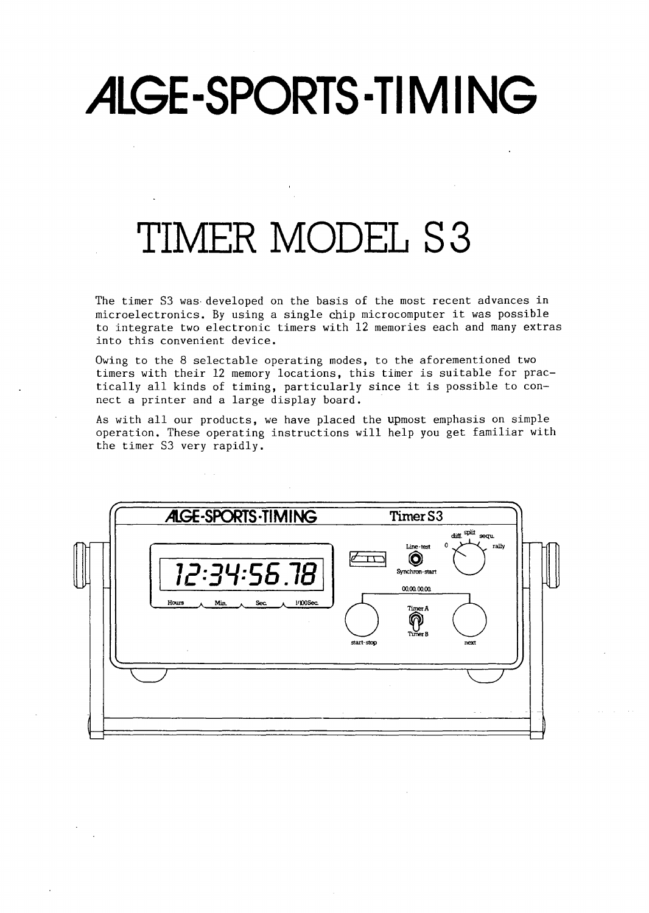# ALGE-SPORTS-TIMING

# TIMER MODEL S3

The timer S3 was developed on the basis of the most recent advances in microelectronics. By using a single chip microcomputer it was possible to integrate two electronic timers with 12 memories each and many extras into this convenient device.

Owing to the 8 selectable operating modes, to the aforementioned two timers with their 12 memory locations, this timer is suitable for practically all kinds of timing, particularly since it is possible to connect a printer and a large display board.

As with all our products, we have placed the upmost emphasis on simple operation. These operating instructions will help you get familiar with the timer S3 very rapidly.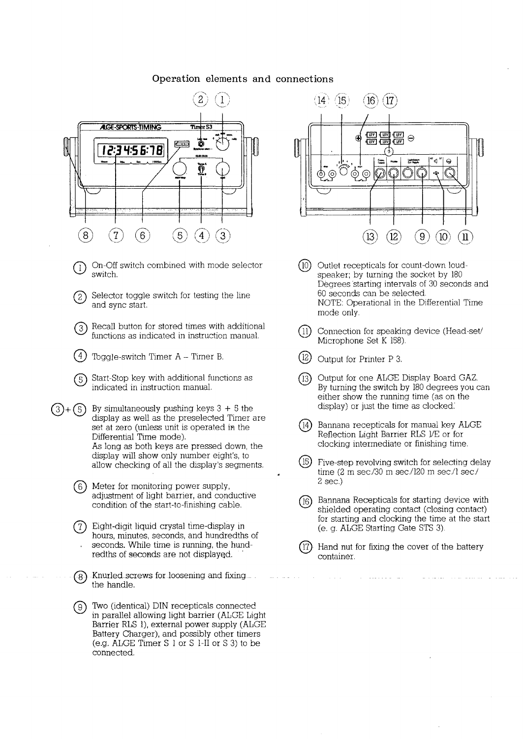# Operation elements and connections

1. On-Off switch combined with mode selector switch.

2. Selector toggle switch for testing the line and sync start.

3. Recall button for stored times with additional functions as indicated in instruction manual.

4. Toggle-switch Timer A – Timer B.

5. Start-Stop key with additional functions as indicated in instruction manual.

3 + 5 By simultaneously pushing keys 3 + 5 the display as well as the preselected Timer are set at zero (unless unit is operated in the Differential Time mode).
As long as both keys are pressed down, the display will show only number eight's, to allow checking of all the display's segments.

6. Meter for monitoring power supply, adjustment of light barrier, and conductive condition of the start-to-finishing cable.

7. Eight-digit liquid crystal time-display in hours, minutes, seconds, and hundredths of seconds. While time is running, the hundredths of seconds are not displayed.

8. Knurled screws for loosening and fixing the handle.

9. Two (identical) DIN recepticals connected in parallel allowing light barrier (ALGE Light Barrier RLS 1), external power supply (ALGE Battery Charger), and possibly other timers (e.g. ALGE Timer S 1 or S 1-II or S 3) to be connected.

10. Outlet recepticals for count-down loudspeaker; by turning the socket by 180 Degrees starting intervals of 30 seconds and 60 seconds can be selected.
NOTE: Operational in the Differential Time mode only.

11. Connection for speaking device (Head-set/Microphone Set K 158).

12. Output for Printer P 3.

13. Output for one ALGE Display Board GAZ. By turning the switch by 180 degrees you can either show the running time (as on the display) or just the time as clocked.

14. Bannana recepticals for manual key ALGE Reflection Light Barrier RLS 1/E or for clocking intermediate or finishing time.

15. Five-step revolving switch for selecting delay time (2 m sec./30 m sec./120 m sec./1 sec./2 sec.)

16. Bannana Recepticals for starting device with shielded operating contact (closing contact) for starting and clocking the time at the start (e. g. ALGE Starting Gate STS 3).

17. Hand nut for fixing the cover of the battery container.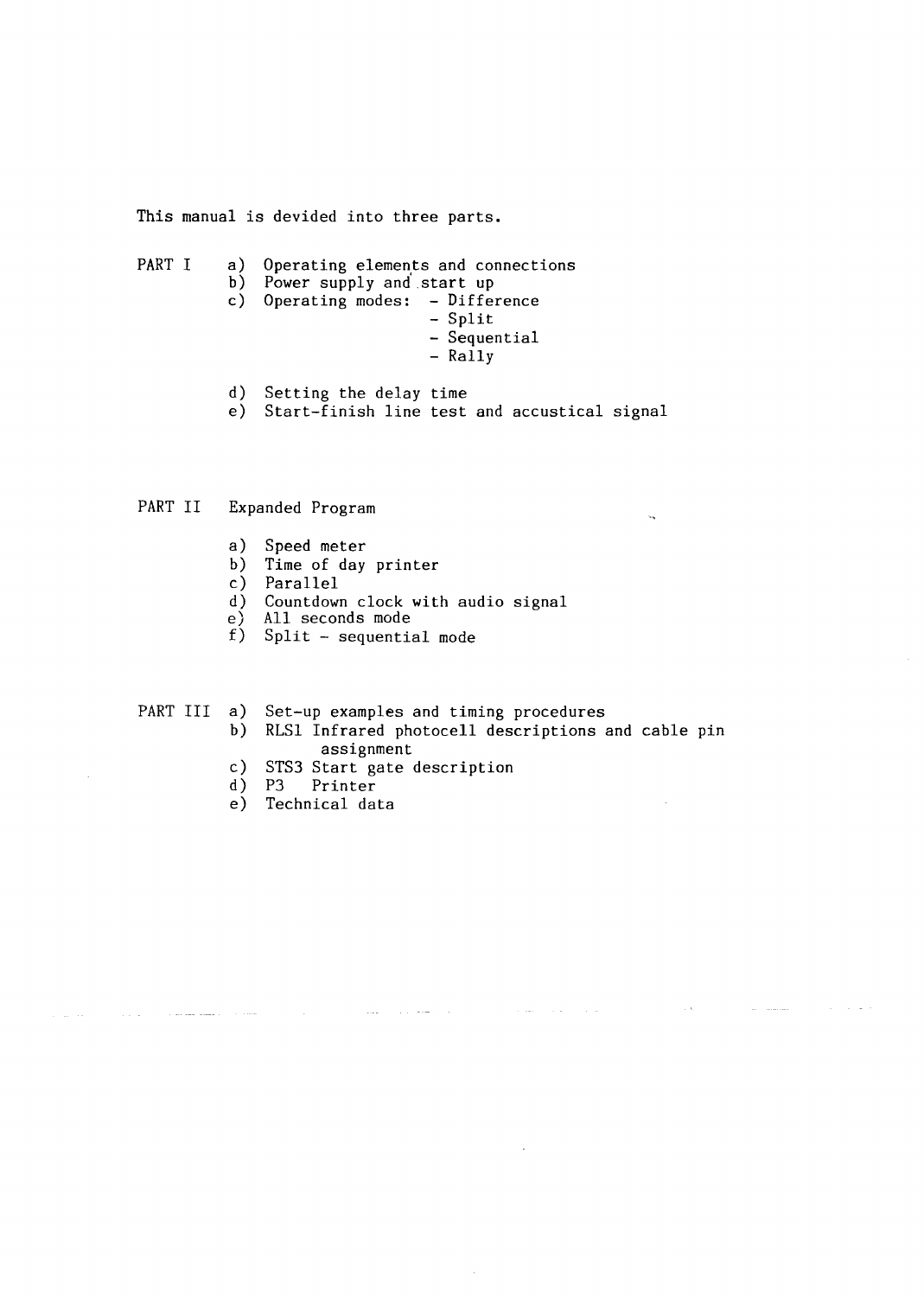This manual is devided into three parts.

PART I

a) Operating elements and connections
b) Power supply and start up
c) Operating modes:
   - Difference
   - Split
   - Sequential
   - Rally
d) Setting the delay time
e) Start-finish line test and accustical signal

PART II Expanded Program

a) Speed meter
b) Time of day printer
c) Parallel
d) Countdown clock with audio signal
e) All seconds mode
f) Split - sequential mode

PART III

a) Set-up examples and timing procedures
b) RLS1 Infrared photocell descriptions and cable pin assignment
c) STS3 Start gate description
d) P3 Printer
e) Technical data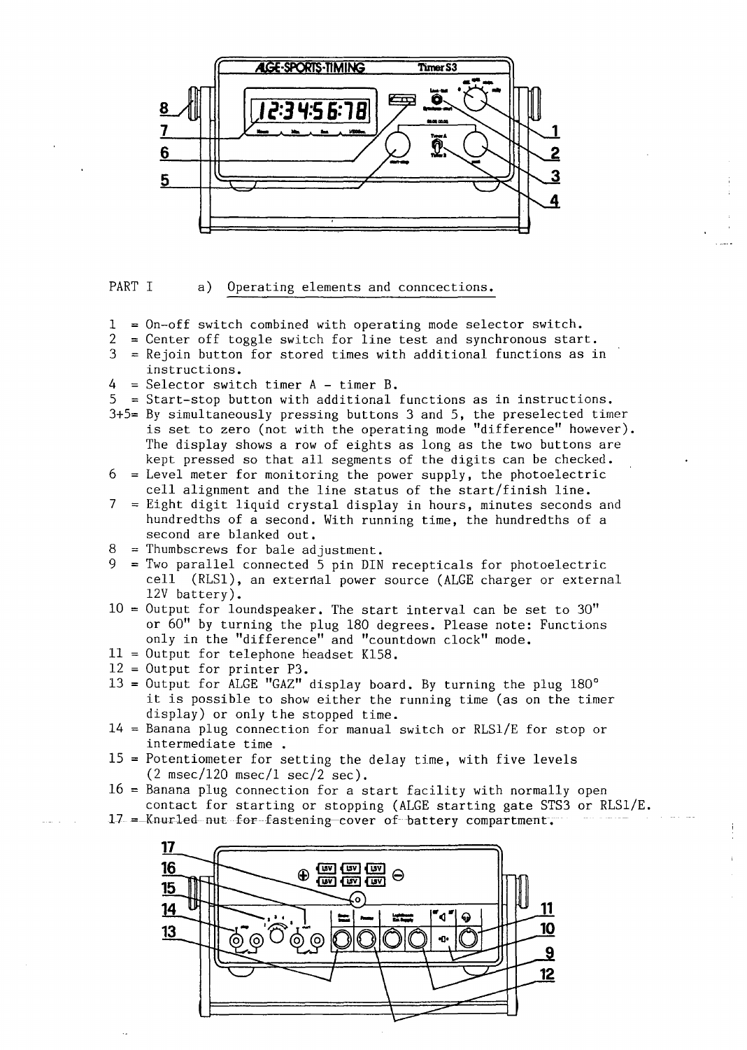PART I a) Operating elements and conncections.

1 = On-off switch combined with operating mode selector switch.
2 = Center off toggle switch for line test and synchronous start.
3 = Rejoin button for stored times with additional functions as in instructions.
4 = Selector switch timer A - timer B.
5 = Start-stop button with additional functions as in instructions.
3+5= By simultaneously pressing buttons 3 and 5, the preselected timer is set to zero (not with the operating mode "difference" however). The display shows a row of eights as long as the two buttons are kept pressed so that all segments of the digits can be checked.
6 = Level meter for monitoring the power supply, the photoelectric cell alignment and the line status of the start/finish line.
7 = Eight digit liquid crystal display in hours, minutes seconds and hundredths of a second. With running time, the hundredths of a second are blanked out.
8 = Thumbscrews for bale adjustment.
9 = Two parallel connected 5 pin DIN recepticals for photoelectric cell (RLS1), an external power source (ALGE charger or external 12V battery).
10 = Output for loundspeaker. The start interval can be set to 30" or 60" by turning the plug 180 degrees. Please note: Functions only in the "difference" and "countdown clock" mode.
11 = Output for telephone headset K158.
12 = Output for printer P3.
13 = Output for ALGE "GAZ" display board. By turning the plug 180° it is possible to show either the running time (as on the timer display) or only the stopped time.
14 = Banana plug connection for manual switch or RLS1/E for stop or intermediate time .
15 = Potentiometer for setting the delay time, with five levels (2 msec/120 msec/1 sec/2 sec).
16 = Banana plug connection for a start facility with normally open contact for starting or stopping (ALGE starting gate STS3 or RLS1/E.
17 = Knurled nut for fastening cover of battery compartment.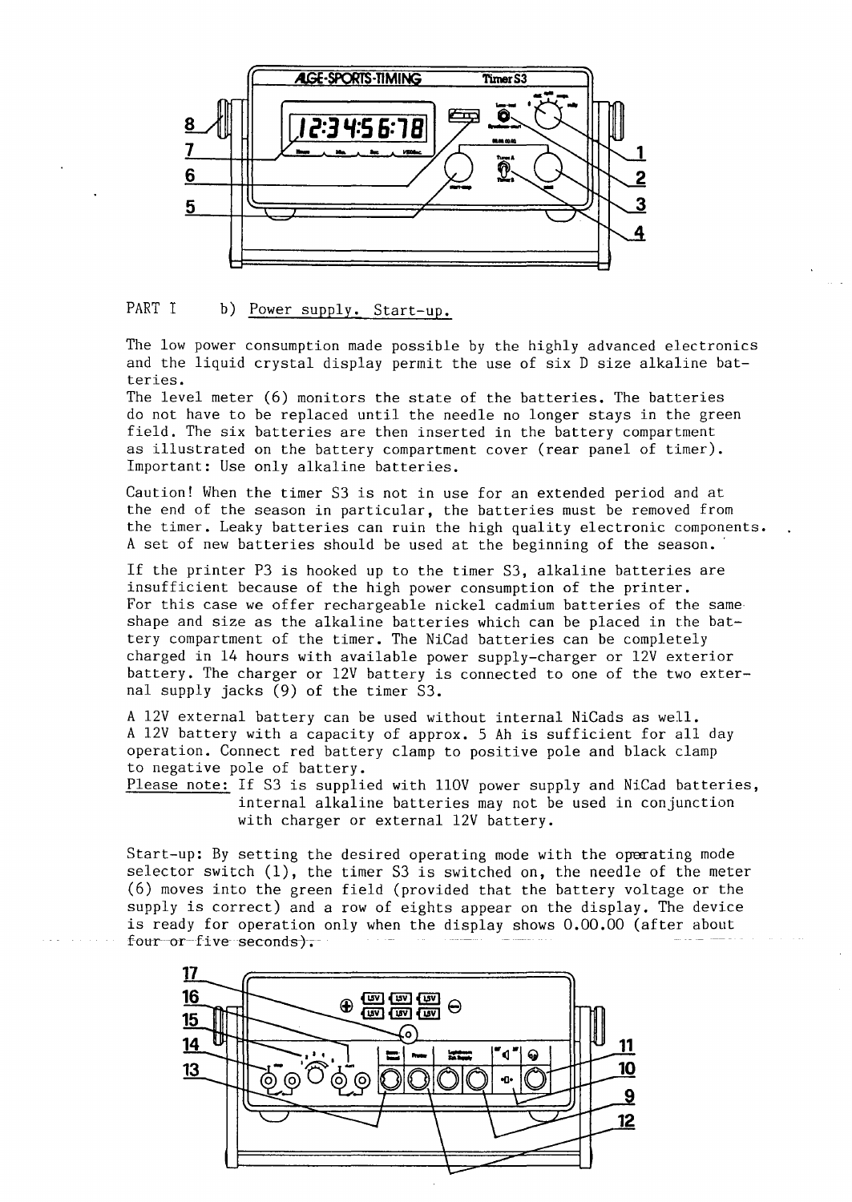PART I b) Power supply. Start-up.

The low power consumption made possible by the highly advanced electronics and the liquid crystal display permit the use of six D size alkaline batteries.
The level meter (6) monitors the state of the batteries. The batteries do not have to be replaced until the needle no longer stays in the green field. The six batteries are then inserted in the battery compartment as illustrated on the battery compartment cover (rear panel of timer).
Important: Use only alkaline batteries.

Caution! When the timer S3 is not in use for an extended period and at the end of the season in particular, the batteries must be removed from the timer. Leaky batteries can ruin the high quality electronic components. A set of new batteries should be used at the beginning of the season.

If the printer P3 is hooked up to the timer S3, alkaline batteries are insufficient because of the high power consumption of the printer.
For this case we offer rechargeable nickel cadmium batteries of the same shape and size as the alkaline batteries which can be placed in the battery compartment of the timer. The NiCad batteries can be completely charged in 14 hours with available power supply-charger or 12V exterior battery. The charger or 12V battery is connected to one of the two external supply jacks (9) of the timer S3.

A 12V external battery can be used without internal NiCads as well.
A 12V battery with a capacity of approx. 5 Ah is sufficient for all day operation. Connect red battery clamp to positive pole and black clamp to negative pole of battery.

Please note: If S3 is supplied with 110V power supply and NiCad batteries, internal alkaline batteries may not be used in conjunction with charger or external 12V battery.

Start-up: By setting the desired operating mode with the operating mode selector switch (1), the timer S3 is switched on, the needle of the meter (6) moves into the green field (provided that the battery voltage or the supply is correct) and a row of eights appear on the display. The device is ready for operation only when the display shows 0.00.00 (after about four or five seconds).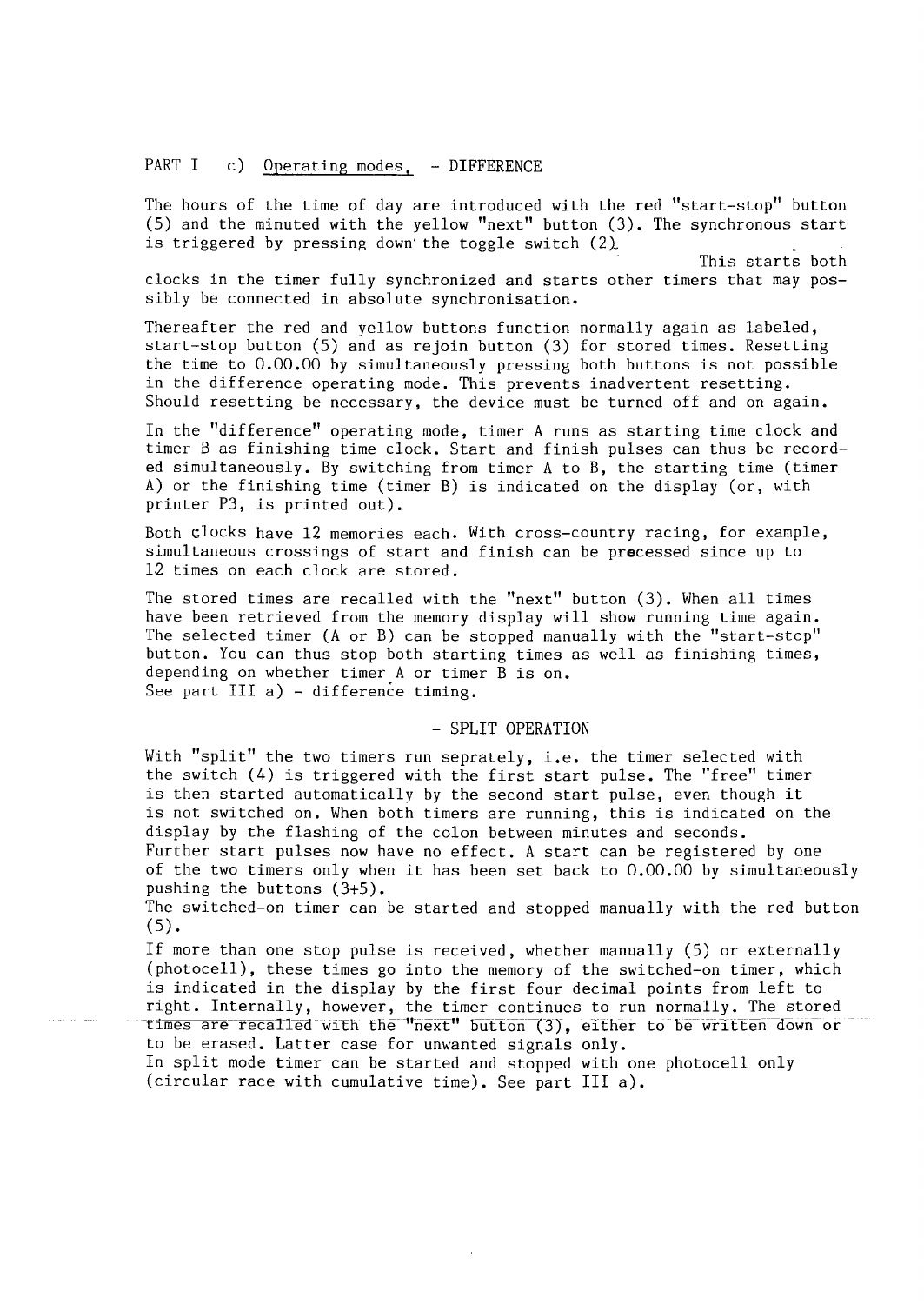PART I c) <u>Operating modes.</u> - DIFFERENCE

The hours of the time of day are introduced with the red "start-stop" button (5) and the minuted with the yellow "next" button (3). The synchronous start is triggered by pressing down the toggle switch (2).

This starts both clocks in the timer fully synchronized and starts other timers that may possibly be connected in absolute synchronisation.

Thereafter the red and yellow buttons function normally again as labeled, start-stop button (5) and as rejoin button (3) for stored times. Resetting the time to 0.00.00 by simultaneously pressing both buttons is not possible in the difference operating mode. This prevents inadvertent resetting. Should resetting be necessary, the device must be turned off and on again.

In the "difference" operating mode, timer A runs as starting time clock and timer B as finishing time clock. Start and finish pulses can thus be recorded simultaneously. By switching from timer A to B, the starting time (timer A) or the finishing time (timer B) is indicated on the display (or, with printer P3, is printed out).

Both clocks have 12 memories each. With cross-country racing, for example, simultaneous crossings of start and finish can be precessed since up to 12 times on each clock are stored.

The stored times are recalled with the "next" button (3). When all times have been retrieved from the memory display will show running time again. The selected timer (A or B) can be stopped manually with the "start-stop" button. You can thus stop both starting times as well as finishing times, depending on whether timer A or timer B is on.
See part III a) - difference timing.

- SPLIT OPERATION

With "split" the two timers run seprately, i.e. the timer selected with the switch (4) is triggered with the first start pulse. The "free" timer is then started automatically by the second start pulse, even though it is not switched on. When both timers are running, this is indicated on the display by the flashing of the colon between minutes and seconds.
Further start pulses now have no effect. A start can be registered by one of the two timers only when it has been set back to 0.00.00 by simultaneously pushing the buttons (3+5).
The switched-on timer can be started and stopped manually with the red button (5).

If more than one stop pulse is received, whether manually (5) or externally (photocell), these times go into the memory of the switched-on timer, which is indicated in the display by the first four decimal points from left to right. Internally, however, the timer continues to run normally. The stored times are recalled with the "next" button (3), either to be written down or to be erased. Latter case for unwanted signals only.
In split mode timer can be started and stopped with one photocell only (circular race with cumulative time). See part III a).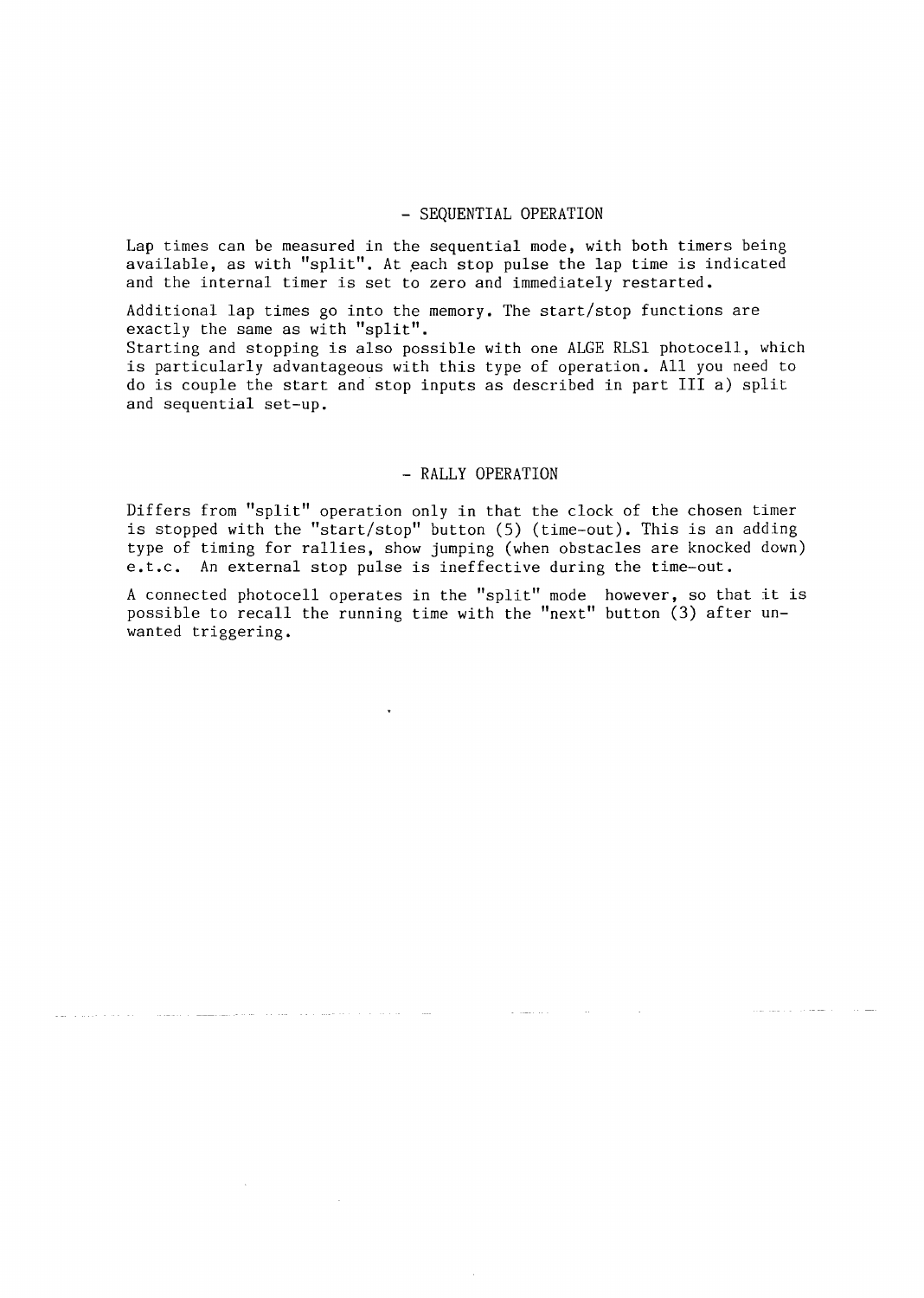## - SEQUENTIAL OPERATION

Lap times can be measured in the sequential mode, with both timers being available, as with "split". At each stop pulse the lap time is indicated and the internal timer is set to zero and immediately restarted.

Additional lap times go into the memory. The start/stop functions are exactly the same as with "split".
Starting and stopping is also possible with one ALGE RLS1 photocell, which is particularly advantageous with this type of operation. All you need to do is couple the start and stop inputs as described in part III a) split and sequential set-up.

## - RALLY OPERATION

Differs from "split" operation only in that the clock of the chosen timer is stopped with the "start/stop" button (5) (time-out). This is an adding type of timing for rallies, show jumping (when obstacles are knocked down) e.t.c. An external stop pulse is ineffective during the time-out.

A connected photocell operates in the "split" mode however, so that it is possible to recall the running time with the "next" button (3) after unwanted triggering.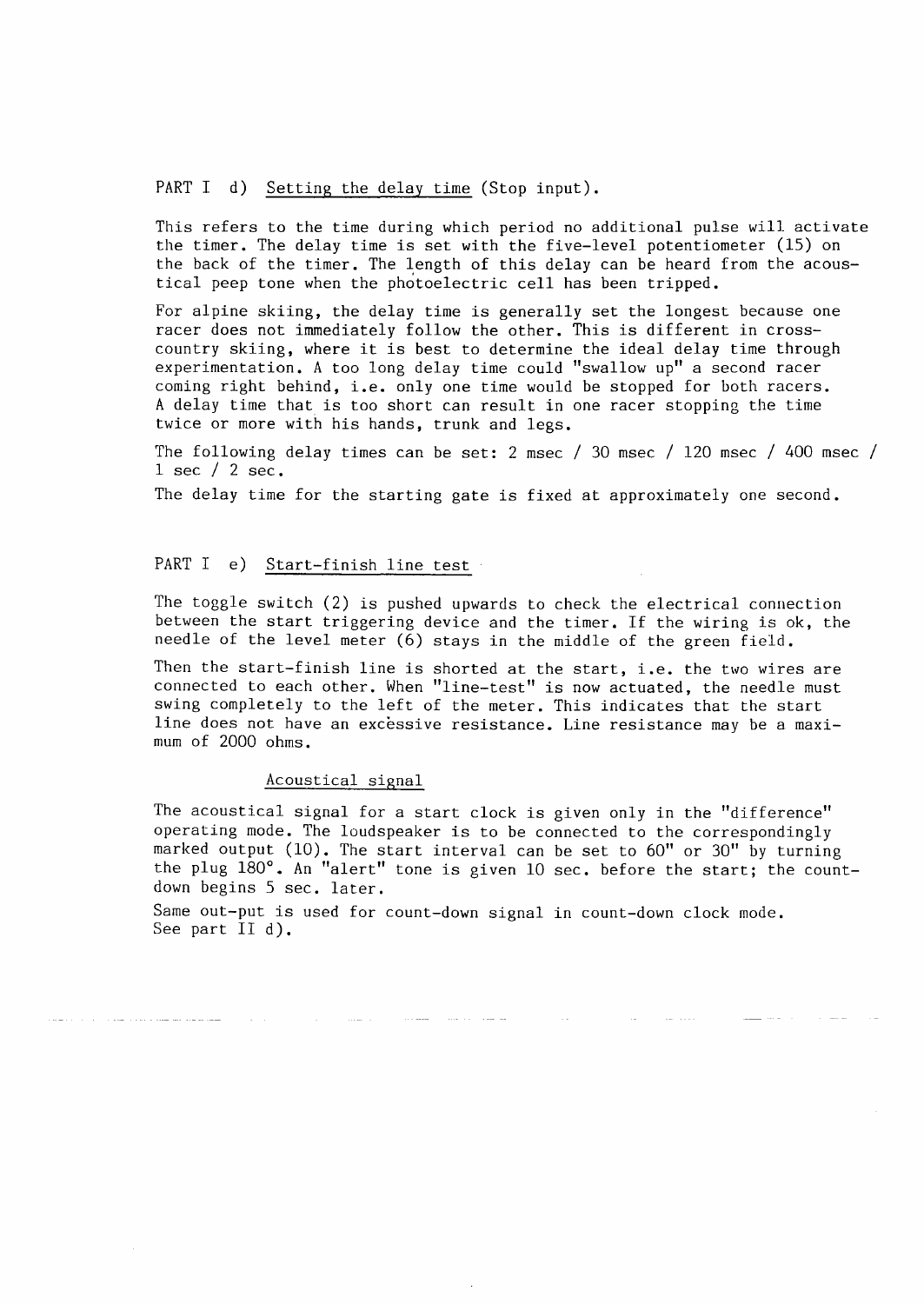## PART I d) Setting the delay time (Stop input).

This refers to the time during which period no additional pulse will activate the timer. The delay time is set with the five-level potentiometer (15) on the back of the timer. The length of this delay can be heard from the acoustical peep tone when the photoelectric cell has been tripped.

For alpine skiing, the delay time is generally set the longest because one racer does not immediately follow the other. This is different in cross-country skiing, where it is best to determine the ideal delay time through experimentation. A too long delay time could "swallow up" a second racer coming right behind, i.e. only one time would be stopped for both racers. A delay time that is too short can result in one racer stopping the time twice or more with his hands, trunk and legs.

The following delay times can be set: 2 msec / 30 msec / 120 msec / 400 msec / 1 sec / 2 sec.

The delay time for the starting gate is fixed at approximately one second.

## PART I e) Start-finish line test

The toggle switch (2) is pushed upwards to check the electrical connection between the start triggering device and the timer. If the wiring is ok, the needle of the level meter (6) stays in the middle of the green field.

Then the start-finish line is shorted at the start, i.e. the two wires are connected to each other. When "line-test" is now actuated, the needle must swing completely to the left of the meter. This indicates that the start line does not have an excessive resistance. Line resistance may be a maximum of 2000 ohms.

### Acoustical signal

The acoustical signal for a start clock is given only in the "difference" operating mode. The loudspeaker is to be connected to the correspondingly marked output (10). The start interval can be set to 60" or 30" by turning the plug 180°. An "alert" tone is given 10 sec. before the start; the count-down begins 5 sec. later.

Same out-put is used for count-down signal in count-down clock mode. See part II d).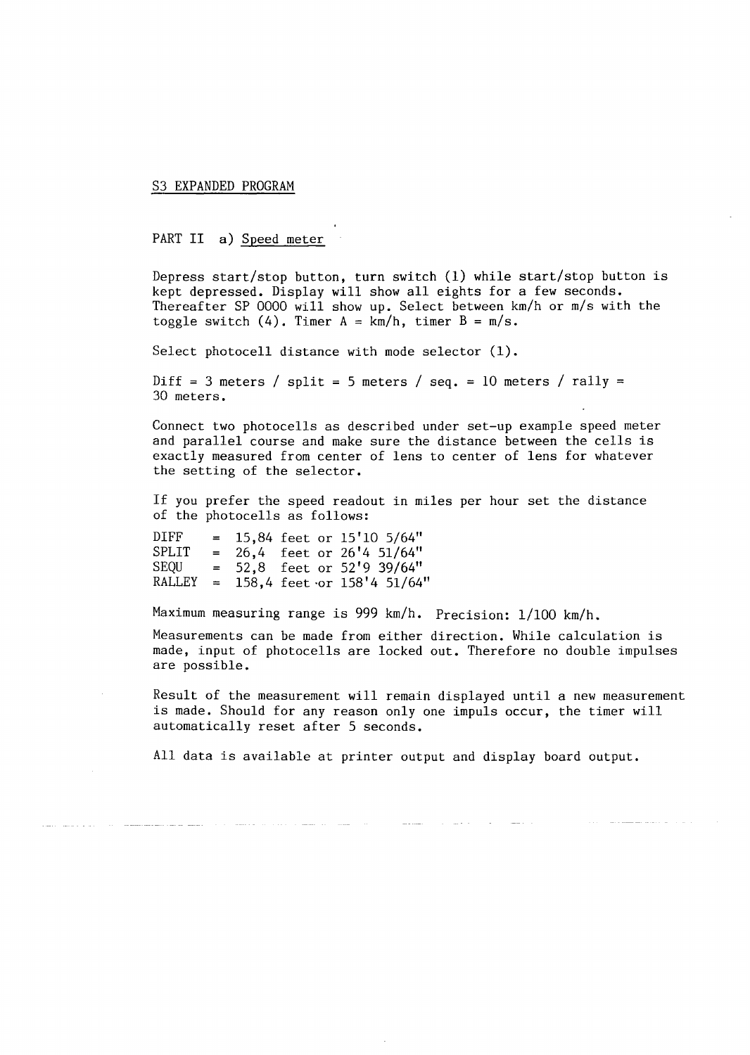## S3 EXPANDED PROGRAM

### PART II a) Speed meter

Depress start/stop button, turn switch (1) while start/stop button is kept depressed. Display will show all eights for a few seconds. Thereafter SP 0000 will show up. Select between km/h or m/s with the toggle switch (4). Timer A = km/h, timer B = m/s.

Select photocell distance with mode selector (1).

Diff = 3 meters / split = 5 meters / seq. = 10 meters / rally = 30 meters.

Connect two photocells as described under set-up example speed meter and parallel course and make sure the distance between the cells is exactly measured from center of lens to center of lens for whatever the setting of the selector.

If you prefer the speed readout in miles per hour set the distance of the photocells as follows:

| | | |
|---|---|---|
| DIFF | = | 15,84 feet or 15'10 5/64" |
| SPLIT | = | 26,4 feet or 26'4 51/64" |
| SEQU | = | 52,8 feet or 52'9 39/64" |
| RALLEY | = | 158,4 feet or 158'4 51/64" |

Maximum measuring range is 999 km/h. Precision: 1/100 km/h.

Measurements can be made from either direction. While calculation is made, input of photocells are locked out. Therefore no double impulses are possible.

Result of the measurement will remain displayed until a new measurement is made. Should for any reason only one impuls occur, the timer will automatically reset after 5 seconds.

All data is available at printer output and display board output.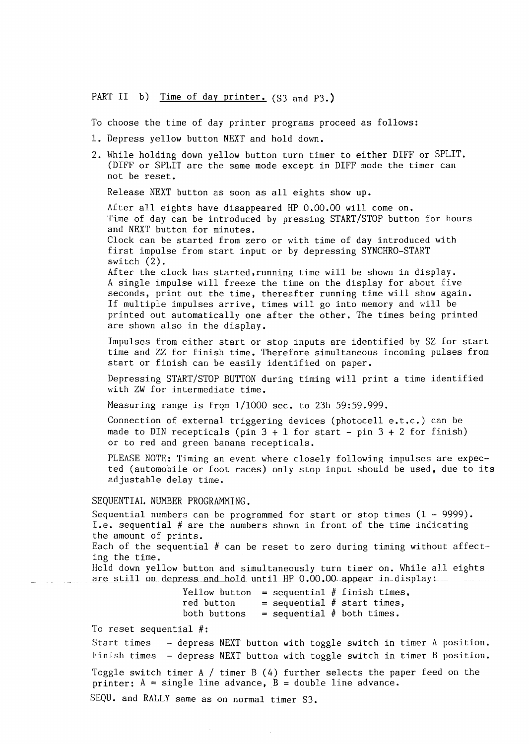PART II b) Time of day printer. (S3 and P3.)

To choose the time of day printer programs proceed as follows:

1. Depress yellow button NEXT and hold down.
2. While holding down yellow button turn timer to either DIFF or SPLIT. (DIFF or SPLIT are the same mode except in DIFF mode the timer can not be reset.

   Release NEXT button as soon as all eights show up.

   After all eights have disappeared HP 0.00.00 will come on.
   Time of day can be introduced by pressing START/STOP button for hours and NEXT button for minutes.
   Clock can be started from zero or with time of day introduced with first impulse from start input or by depressing SYNCHRO-START switch (2).
   After the clock has started,running time will be shown in display.
   A single impulse will freeze the time on the display for about five seconds, print out the time, thereafter running time will show again.
   If multiple impulses arrive, times will go into memory and will be printed out automatically one after the other. The times being printed are shown also in the display.

   Impulses from either start or stop inputs are identified by SZ for start time and ZZ for finish time. Therefore simultaneous incoming pulses from start or finish can be easily identified on paper.

   Depressing START/STOP BUTTON during timing will print a time identified with ZW for intermediate time.

   Measuring range is from 1/1000 sec. to 23h 59:59.999.

   Connection of external triggering devices (photocell e.t.c.) can be made to DIN recepticals (pin 3 + 1 for start - pin 3 + 2 for finish) or to red and green banana recepticals.

   PLEASE NOTE: Timing an event where closely following impulses are expected (automobile or foot races) only stop input should be used, due to its adjustable delay time.

SEQUENTIAL NUMBER PROGRAMMING.

Sequential numbers can be programmed for start or stop times (1 - 9999).
I.e. sequential # are the numbers shown in front of the time indicating the amount of prints.
Each of the sequential # can be reset to zero during timing without affecting the time.
Hold down yellow button and simultaneously turn timer on. While all eights are still on depress and hold until HP 0.00.00 appear in display:

| | | |
|---|---|---|
| Yellow button | = | sequential # finish times, |
| red button | = | sequential # start times, |
| both buttons | = | sequential # both times. |

To reset sequential #:

Start times - depress NEXT button with toggle switch in timer A position.
Finish times - depress NEXT button with toggle switch in timer B position.

Toggle switch timer A / timer B (4) further selects the paper feed on the printer: A = single line advance, B = double line advance.

SEQU. and RALLY same as on normal timer S3.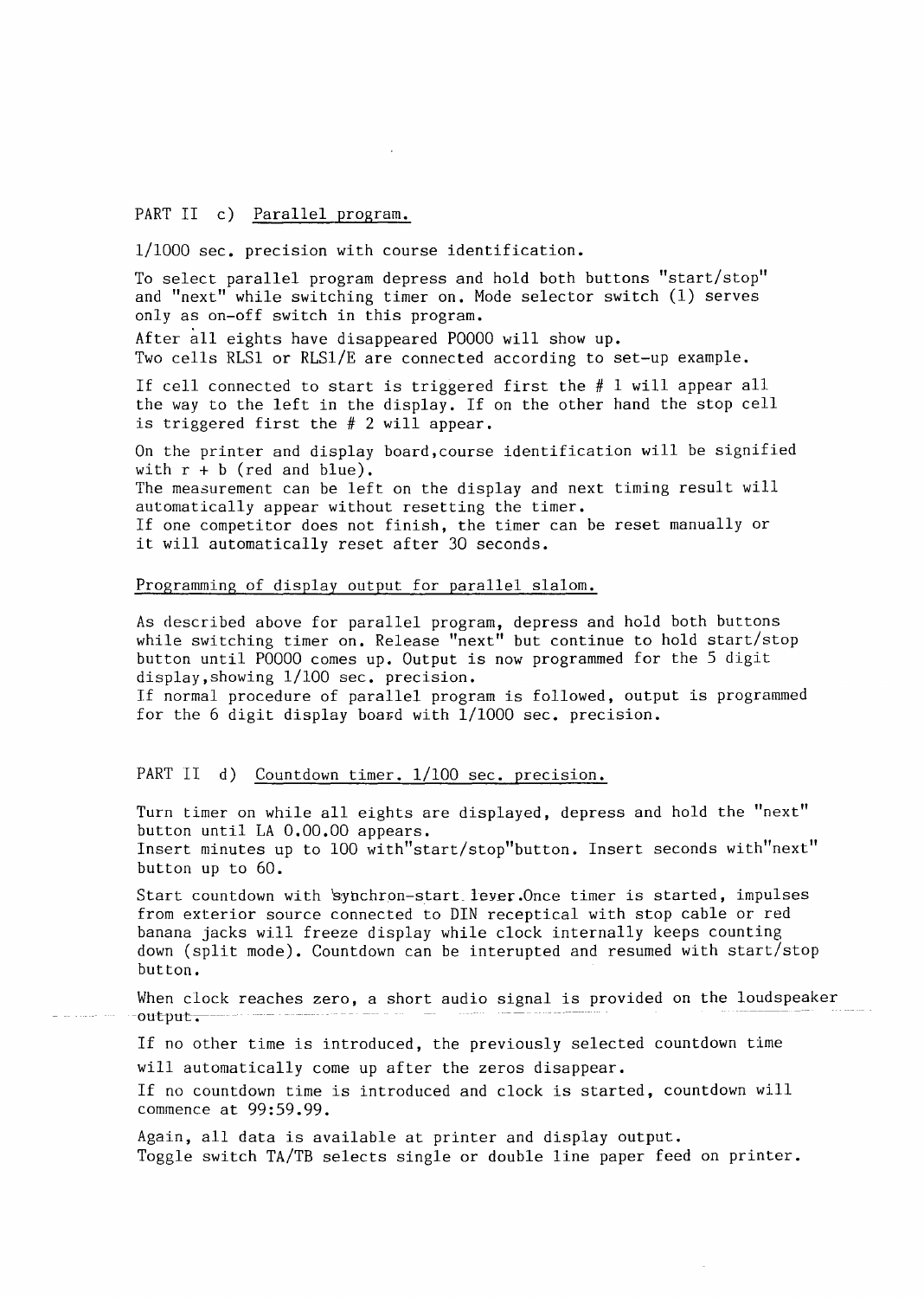## PART II c) Parallel program.

1/1000 sec. precision with course identification.

To select parallel program depress and hold both buttons "start/stop" and "next" while switching timer on. Mode selector switch (1) serves only as on-off switch in this program.

After all eights have disappeared P0000 will show up.
Two cells RLS1 or RLS1/E are connected according to set-up example.

If cell connected to start is triggered first the # 1 will appear all the way to the left in the display. If on the other hand the stop cell is triggered first the # 2 will appear.

On the printer and display board,course identification will be signified with r + b (red and blue).
The measurement can be left on the display and next timing result will automatically appear without resetting the timer.
If one competitor does not finish, the timer can be reset manually or it will automatically reset after 30 seconds.

### Programming of display output for parallel slalom.

As described above for parallel program, depress and hold both buttons while switching timer on. Release "next" but continue to hold start/stop button until P0000 comes up. Output is now programmed for the 5 digit display,showing 1/100 sec. precision.
If normal procedure of parallel program is followed, output is programmed for the 6 digit display board with 1/1000 sec. precision.

## PART II d) Countdown timer. 1/100 sec. precision.

Turn timer on while all eights are displayed, depress and hold the "next" button until LA 0.00.00 appears.
Insert minutes up to 100 with"start/stop"button. Insert seconds with"next" button up to 60.

Start countdown with synchron-start lever.Once timer is started, impulses from exterior source connected to DIN receptical with stop cable or red banana jacks will freeze display while clock internally keeps counting down (split mode). Countdown can be interupted and resumed with start/stop button.

When clock reaches zero, a short audio signal is provided on the loudspeaker output.

If no other time is introduced, the previously selected countdown time will automatically come up after the zeros disappear.

If no countdown time is introduced and clock is started, countdown will commence at 99:59.99.

Again, all data is available at printer and display output.
Toggle switch TA/TB selects single or double line paper feed on printer.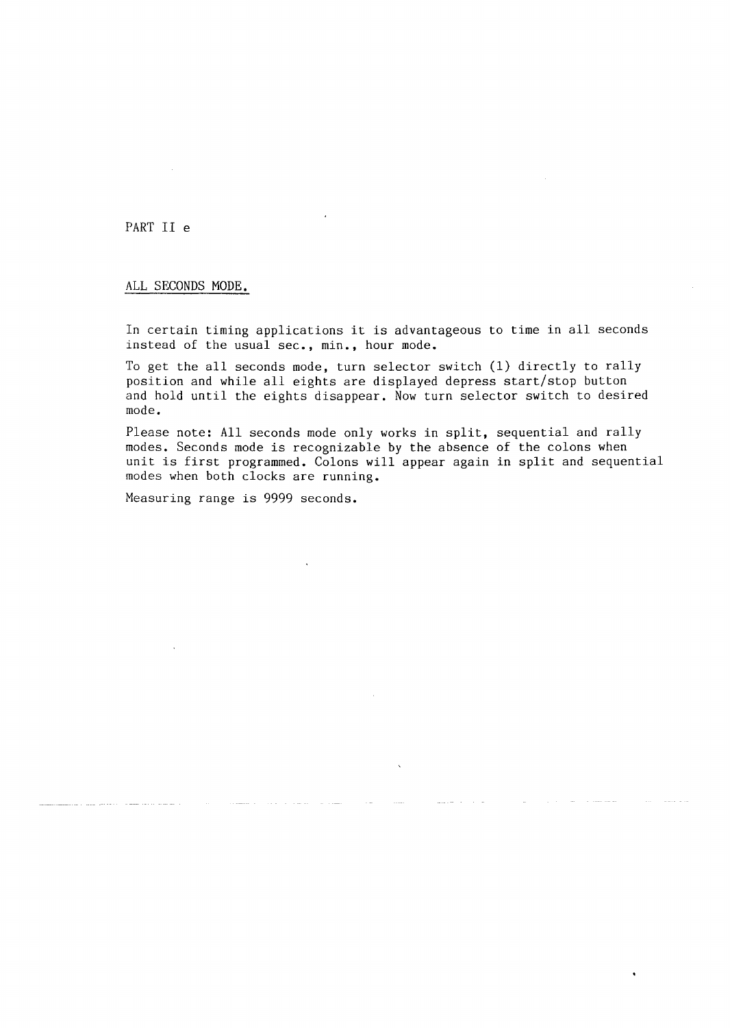PART II e

## ALL SECONDS MODE.

In certain timing applications it is advantageous to time in all seconds instead of the usual sec., min., hour mode.

To get the all seconds mode, turn selector switch (1) directly to rally position and while all eights are displayed depress start/stop button and hold until the eights disappear. Now turn selector switch to desired mode.

Please note: All seconds mode only works in split, sequential and rally modes. Seconds mode is recognizable by the absence of the colons when unit is first programmed. Colons will appear again in split and sequential modes when both clocks are running.

Measuring range is 9999 seconds.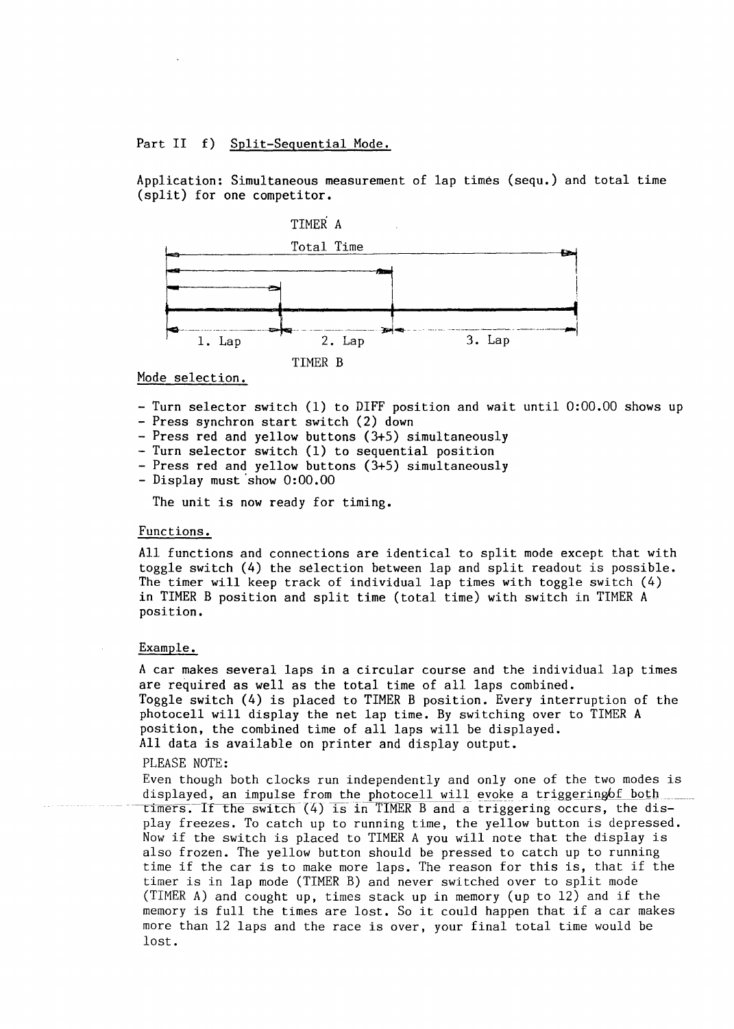Part II f) Split-Sequential Mode.

Application: Simultaneous measurement of lap times (sequ.) and total time (split) for one competitor.

TIMER A

Total Time

1. Lap 2. Lap 3. Lap

TIMER B

Mode selection.

- Turn selector switch (1) to DIFF position and wait until 0:00.00 shows up
- Press synchron start switch (2) down
- Press red and yellow buttons (3+5) simultaneously
- Turn selector switch (1) to sequential position
- Press red and yellow buttons (3+5) simultaneously
- Display must show 0:00.00

The unit is now ready for timing.

Functions.

All functions and connections are identical to split mode except that with toggle switch (4) the selection between lap and split readout is possible. The timer will keep track of individual lap times with toggle switch (4) in TIMER B position and split time (total time) with switch in TIMER A position.

Example.

A car makes several laps in a circular course and the individual lap times are required as well as the total time of all laps combined.
Toggle switch (4) is placed to TIMER B position. Every interruption of the photocell will display the net lap time. By switching over to TIMER A position, the combined time of all laps will be displayed.
All data is available on printer and display output.

PLEASE NOTE:

Even though both clocks run independently and only one of the two modes is displayed, an impulse from the photocell will evoke a triggering of both timers. If the switch (4) is in TIMER B and a triggering occurs, the display freezes. To catch up to running time, the yellow button is depressed. Now if the switch is placed to TIMER A you will note that the display is also frozen. The yellow button should be pressed to catch up to running time if the car is to make more laps. The reason for this is, that if the timer is in lap mode (TIMER B) and never switched over to split mode (TIMER A) and cought up, times stack up in memory (up to 12) and if the memory is full the times are lost. So it could happen that if a car makes more than 12 laps and the race is over, your final total time would be lost.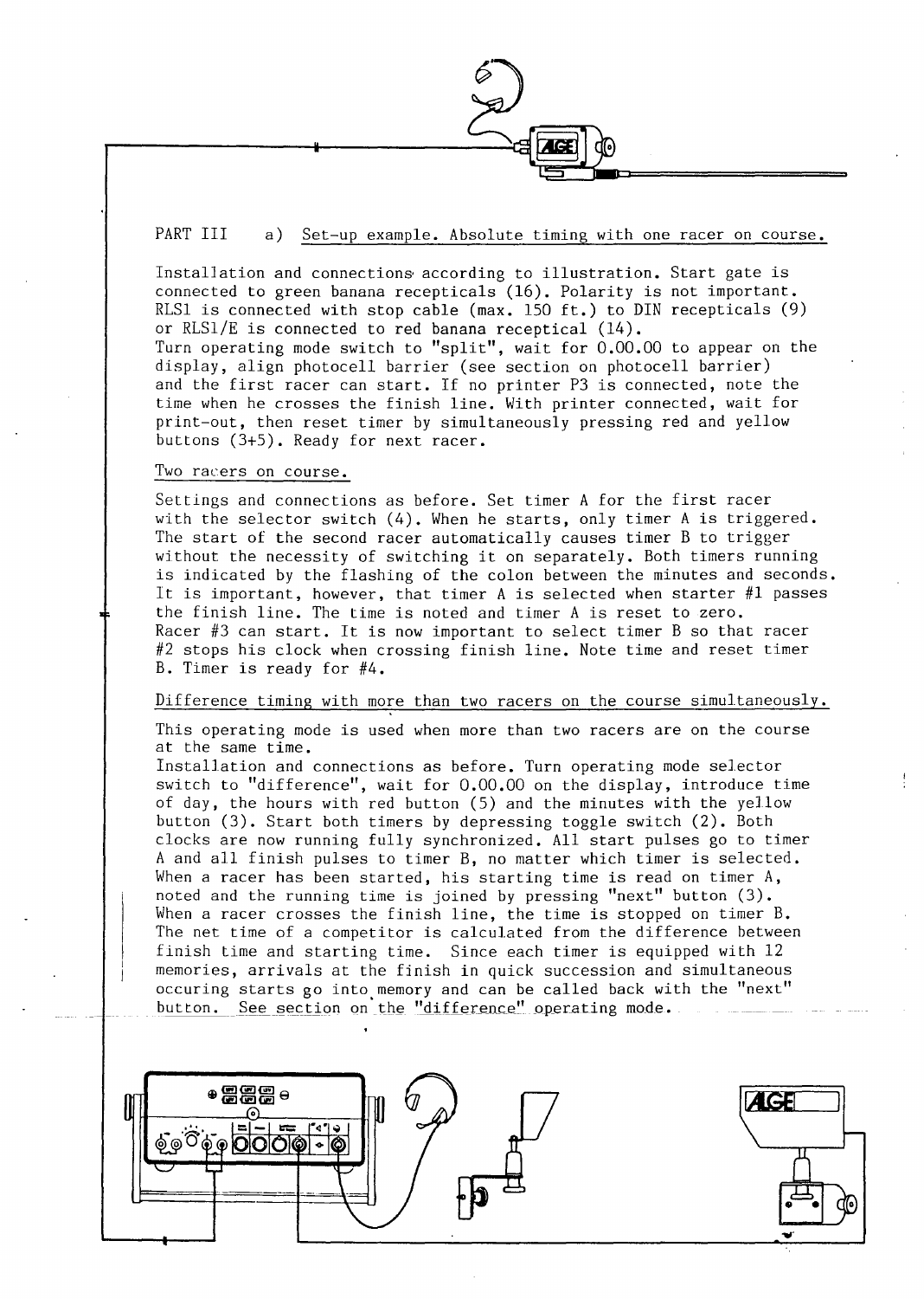PART III a) Set-up example. Absolute timing with one racer on course.

Installation and connections according to illustration. Start gate is connected to green banana recepticals (16). Polarity is not important. RLS1 is connected with stop cable (max. 150 ft.) to DIN recepticals (9) or RLS1/E is connected to red banana receptical (14).
Turn operating mode switch to "split", wait for 0.00.00 to appear on the display, align photocell barrier (see section on photocell barrier) and the first racer can start. If no printer P3 is connected, note the time when he crosses the finish line. With printer connected, wait for print-out, then reset timer by simultaneously pressing red and yellow buttons (3+5). Ready for next racer.

Two racers on course.

Settings and connections as before. Set timer A for the first racer with the selector switch (4). When he starts, only timer A is triggered. The start of the second racer automatically causes timer B to trigger without the necessity of switching it on separately. Both timers running is indicated by the flashing of the colon between the minutes and seconds. It is important, however, that timer A is selected when starter #1 passes the finish line. The time is noted and timer A is reset to zero.
Racer #3 can start. It is now important to select timer B so that racer #2 stops his clock when crossing finish line. Note time and reset timer B. Timer is ready for #4.

Difference timing with more than two racers on the course simultaneously.

This operating mode is used when more than two racers are on the course at the same time.
Installation and connections as before. Turn operating mode selector switch to "difference", wait for 0.00.00 on the display, introduce time of day, the hours with red button (5) and the minutes with the yellow button (3). Start both timers by depressing toggle switch (2). Both clocks are now running fully synchronized. All start pulses go to timer A and all finish pulses to timer B, no matter which timer is selected. When a racer has been started, his starting time is read on timer A, noted and the running time is joined by pressing "next" button (3). When a racer crosses the finish line, the time is stopped on timer B. The net time of a competitor is calculated from the difference between finish time and starting time. Since each timer is equipped with 12 memories, arrivals at the finish in quick succession and simultaneous occuring starts go into memory and can be called back with the "next" button. See section on the "difference" operating mode.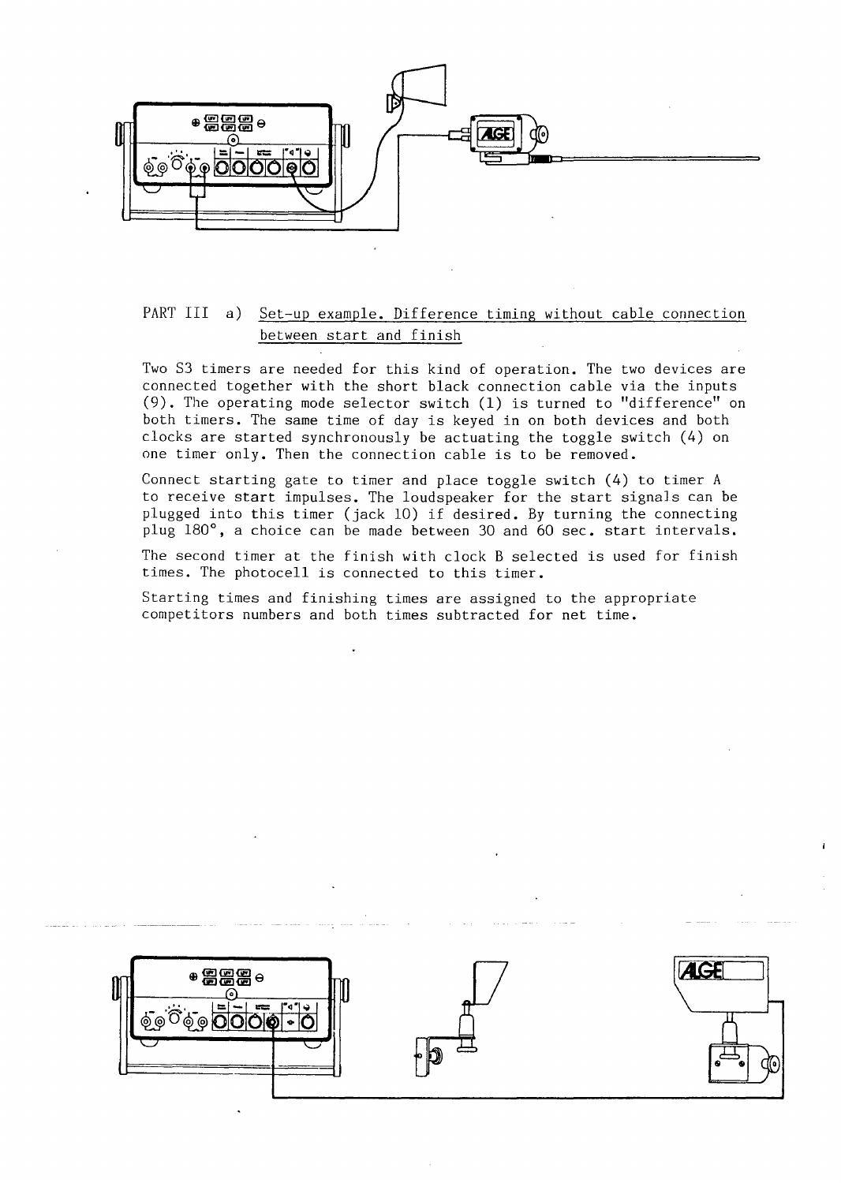PART III a) Set-up example. Difference timing without cable connection between start and finish

Two S3 timers are needed for this kind of operation. The two devices are connected together with the short black connection cable via the inputs (9). The operating mode selector switch (1) is turned to "difference" on both timers. The same time of day is keyed in on both devices and both clocks are started synchronously be actuating the toggle switch (4) on one timer only. Then the connection cable is to be removed.

Connect starting gate to timer and place toggle switch (4) to timer A to receive start impulses. The loudspeaker for the start signals can be plugged into this timer (jack 10) if desired. By turning the connecting plug 180°, a choice can be made between 30 and 60 sec. start intervals.

The second timer at the finish with clock B selected is used for finish times. The photocell is connected to this timer.

Starting times and finishing times are assigned to the appropriate competitors numbers and both times subtracted for net time.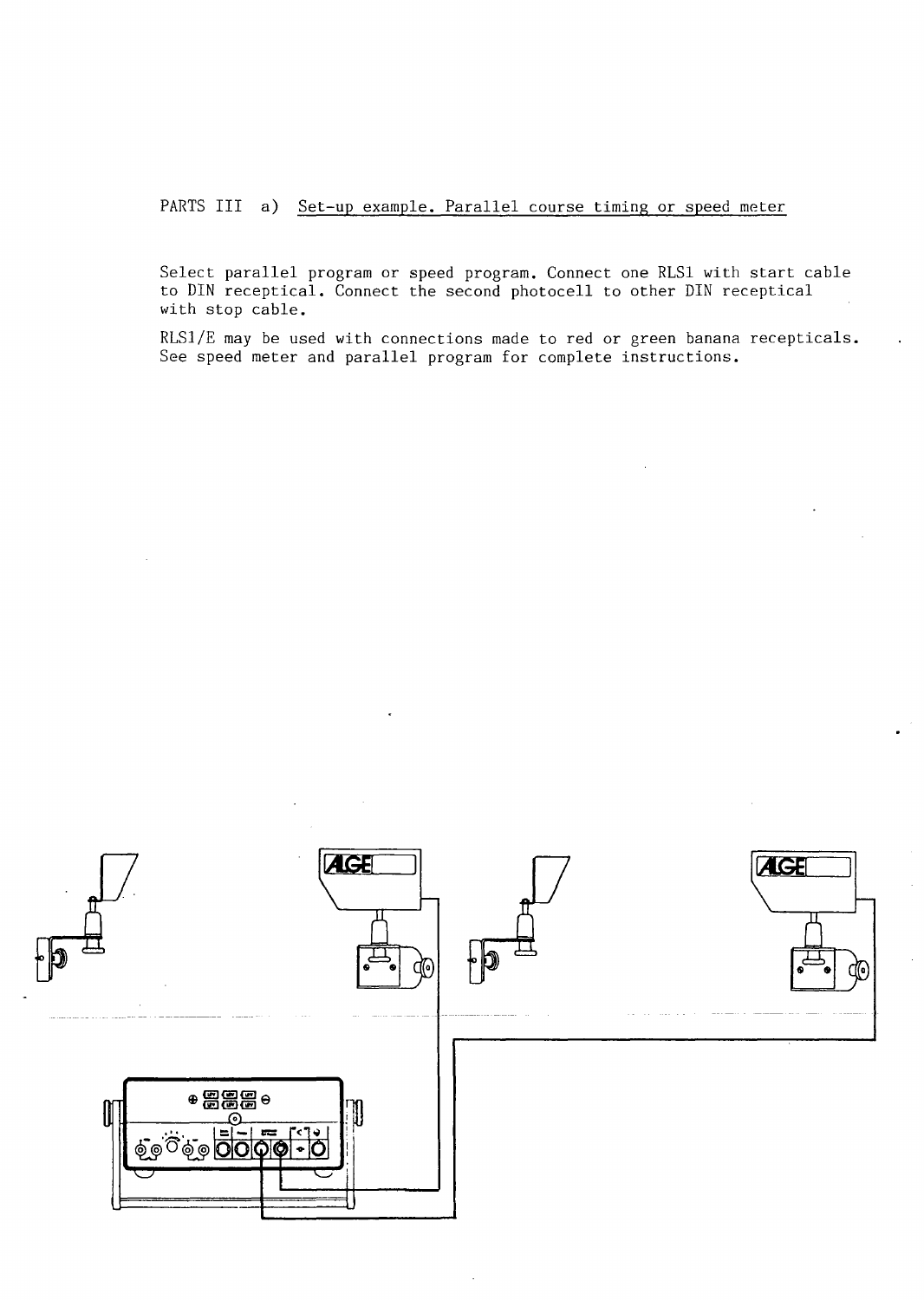PARTS III a) Set-up example. Parallel course timing or speed meter

Select parallel program or speed program. Connect one RLS1 with start cable to DIN receptical. Connect the second photocell to other DIN receptical with stop cable.

RLS1/E may be used with connections made to red or green banana recepticals. See speed meter and parallel program for complete instructions.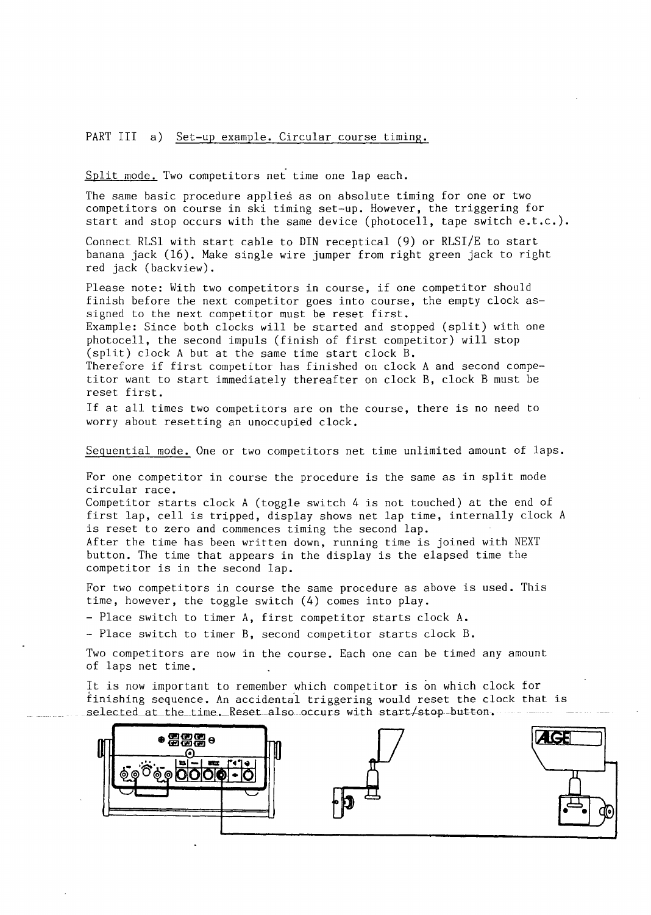PART III a) Set-up example. Circular course timing.

Split mode. Two competitors net time one lap each.

The same basic procedure applies as on absolute timing for one or two competitors on course in ski timing set-up. However, the triggering for start and stop occurs with the same device (photocell, tape switch e.t.c.).

Connect RLS1 with start cable to DIN receptical (9) or RLSI/E to start banana jack (16). Make single wire jumper from right green jack to right red jack (backview).

Please note: With two competitors in course, if one competitor should finish before the next competitor goes into course, the empty clock assigned to the next competitor must be reset first.
Example: Since both clocks will be started and stopped (split) with one photocell, the second impuls (finish of first competitor) will stop (split) clock A but at the same time start clock B.
Therefore if first competitor has finished on clock A and second competitor want to start immediately thereafter on clock B, clock B must be reset first.
If at all times two competitors are on the course, there is no need to worry about resetting an unoccupied clock.

Sequential mode. One or two competitors net time unlimited amount of laps.

For one competitor in course the procedure is the same as in split mode circular race.
Competitor starts clock A (toggle switch 4 is not touched) at the end of first lap, cell is tripped, display shows net lap time, internally clock A is reset to zero and commences timing the second lap.
After the time has been written down, running time is joined with NEXT button. The time that appears in the display is the elapsed time the competitor is in the second lap.

For two competitors in course the same procedure as above is used. This time, however, the toggle switch (4) comes into play.

- Place switch to timer A, first competitor starts clock A.
- Place switch to timer B, second competitor starts clock B.

Two competitors are now in the course. Each one can be timed any amount of laps net time.

It is now important to remember which competitor is on which clock for finishing sequence. An accidental triggering would reset the clock that is selected at the time. Reset also occurs with start/stop button.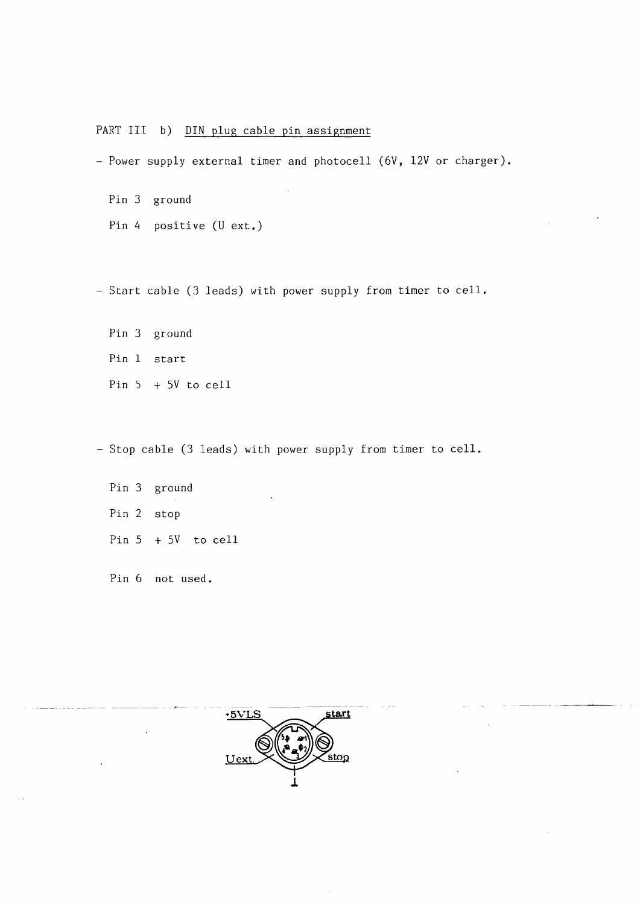PART III b) DIN plug cable pin assignment

- Power supply external timer and photocell (6V, 12V or charger).

  Pin 3 ground

  Pin 4 positive (U ext.)

- Start cable (3 leads) with power supply from timer to cell.

  Pin 3 ground

  Pin 1 start

  Pin 5 + 5V to cell

- Stop cable (3 leads) with power supply from timer to cell.

  Pin 3 ground

  Pin 2 stop

  Pin 5 + 5V to cell

  Pin 6 not used.

+5VLS start

Uext. stop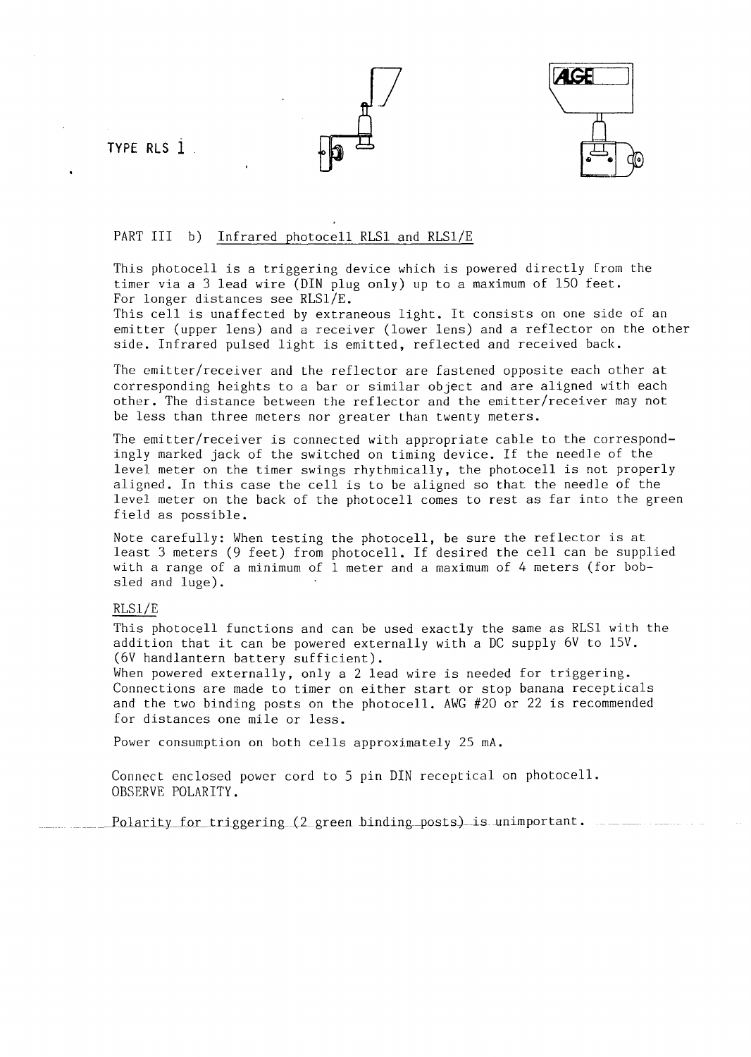TYPE RLS 1

## PART III b) Infrared photocell RLS1 and RLS1/E

This photocell is a triggering device which is powered directly from the timer via a 3 lead wire (DIN plug only) up to a maximum of 150 feet. For longer distances see RLS1/E.
This cell is unaffected by extraneous light. It consists on one side of an emitter (upper lens) and a receiver (lower lens) and a reflector on the other side. Infrared pulsed light is emitted, reflected and received back.

The emitter/receiver and the reflector are fastened opposite each other at corresponding heights to a bar or similar object and are aligned with each other. The distance between the reflector and the emitter/receiver may not be less than three meters nor greater than twenty meters.

The emitter/receiver is connected with appropriate cable to the correspondingly marked jack of the switched on timing device. If the needle of the level meter on the timer swings rhythmically, the photocell is not properly aligned. In this case the cell is to be aligned so that the needle of the level meter on the back of the photocell comes to rest as far into the green field as possible.

Note carefully: When testing the photocell, be sure the reflector is at least 3 meters (9 feet) from photocell. If desired the cell can be supplied with a range of a minimum of 1 meter and a maximum of 4 meters (for bobsled and luge).

### RLS1/E

This photocell functions and can be used exactly the same as RLS1 with the addition that it can be powered externally with a DC supply 6V to 15V. (6V handlantern battery sufficient).
When powered externally, only a 2 lead wire is needed for triggering. Connections are made to timer on either start or stop banana recepticals and the two binding posts on the photocell. AWG #20 or 22 is recommended for distances one mile or less.

Power consumption on both cells approximately 25 mA.

Connect enclosed power cord to 5 pin DIN receptical on photocell.
OBSERVE POLARITY.

Polarity for triggering (2 green binding posts) is unimportant.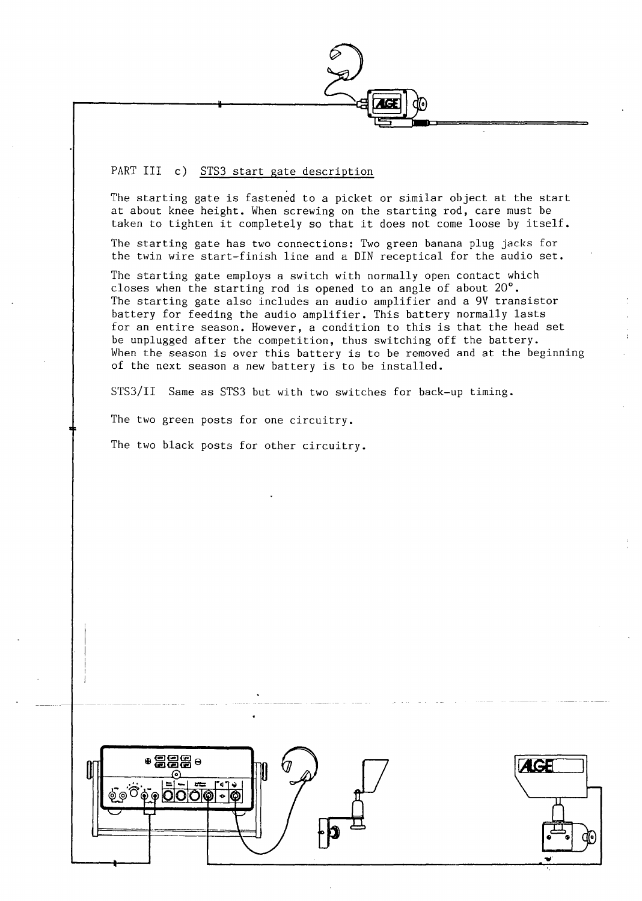## PART III c) STS3 start gate description

The starting gate is fastened to a picket or similar object at the start at about knee height. When screwing on the starting rod, care must be taken to tighten it completely so that it does not come loose by itself.

The starting gate has two connections: Two green banana plug jacks for the twin wire start-finish line and a DIN receptical for the audio set.

The starting gate employs a switch with normally open contact which closes when the starting rod is opened to an angle of about 20°.
The starting gate also includes an audio amplifier and a 9V transistor battery for feeding the audio amplifier. This battery normally lasts for an entire season. However, a condition to this is that the head set be unplugged after the competition, thus switching off the battery.
When the season is over this battery is to be removed and at the beginning of the next season a new battery is to be installed.

STS3/II Same as STS3 but with two switches for back-up timing.

The two green posts for one circuitry.

The two black posts for other circuitry.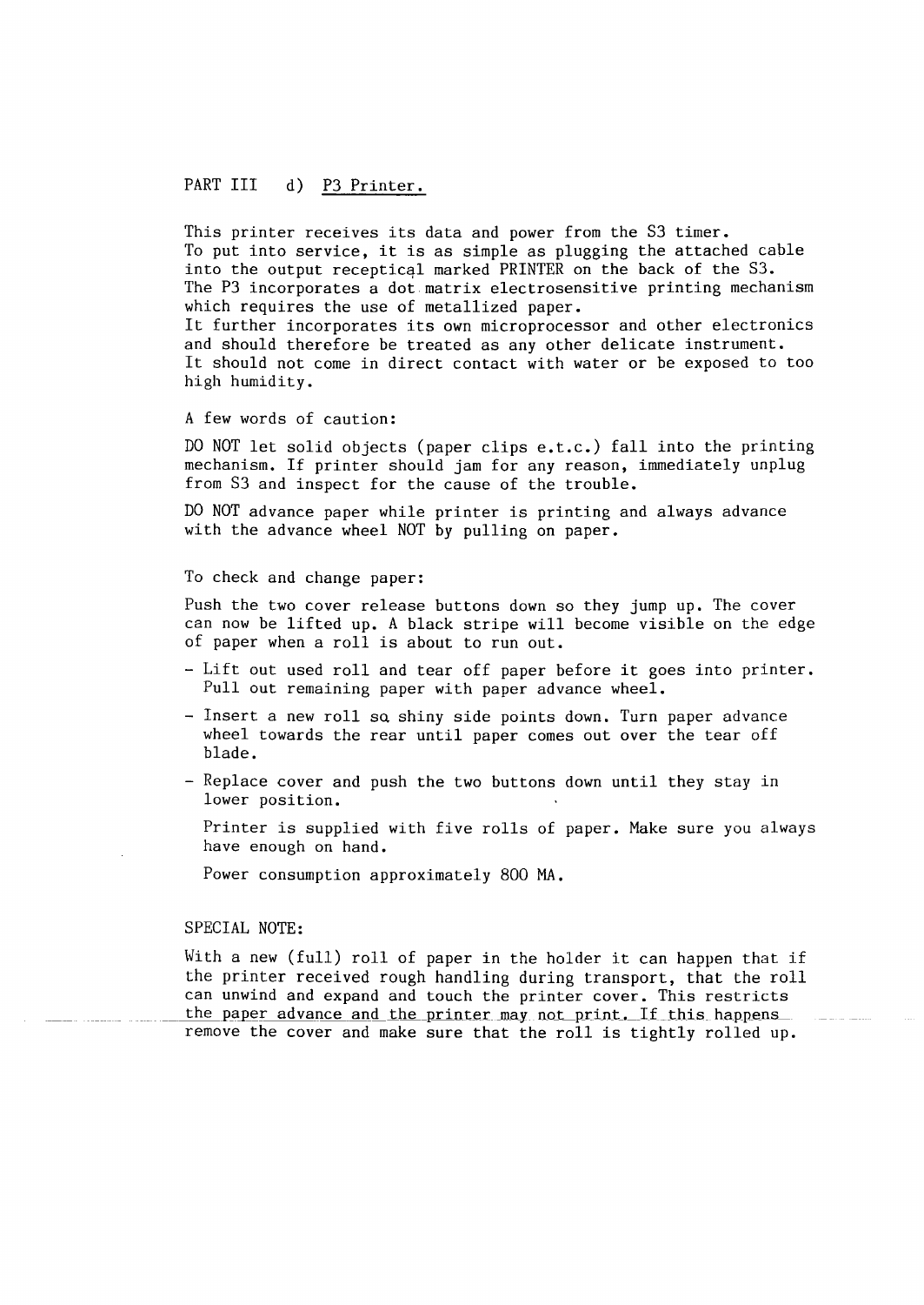PART III d) <u>P3 Printer.</u>

This printer receives its data and power from the S3 timer.
To put into service, it is as simple as plugging the attached cable into the output receptical marked PRINTER on the back of the S3.
The P3 incorporates a dot matrix electrosensitive printing mechanism which requires the use of metallized paper.
It further incorporates its own microprocessor and other electronics and should therefore be treated as any other delicate instrument.
It should not come in direct contact with water or be exposed to too high humidity.

A few words of caution:

DO NOT let solid objects (paper clips e.t.c.) fall into the printing mechanism. If printer should jam for any reason, immediately unplug from S3 and inspect for the cause of the trouble.

DO NOT advance paper while printer is printing and always advance with the advance wheel NOT by pulling on paper.

To check and change paper:

Push the two cover release buttons down so they jump up. The cover can now be lifted up. A black stripe will become visible on the edge of paper when a roll is about to run out.

- Lift out used roll and tear off paper before it goes into printer. Pull out remaining paper with paper advance wheel.
- Insert a new roll so shiny side points down. Turn paper advance wheel towards the rear until paper comes out over the tear off blade.
- Replace cover and push the two buttons down until they stay in lower position.

  Printer is supplied with five rolls of paper. Make sure you always have enough on hand.

  Power consumption approximately 800 MA.

SPECIAL NOTE:

With a new (full) roll of paper in the holder it can happen that if the printer received rough handling during transport, that the roll can unwind and expand and touch the printer cover. This restricts the paper advance and the printer may not print. If this happens remove the cover and make sure that the roll is tightly rolled up.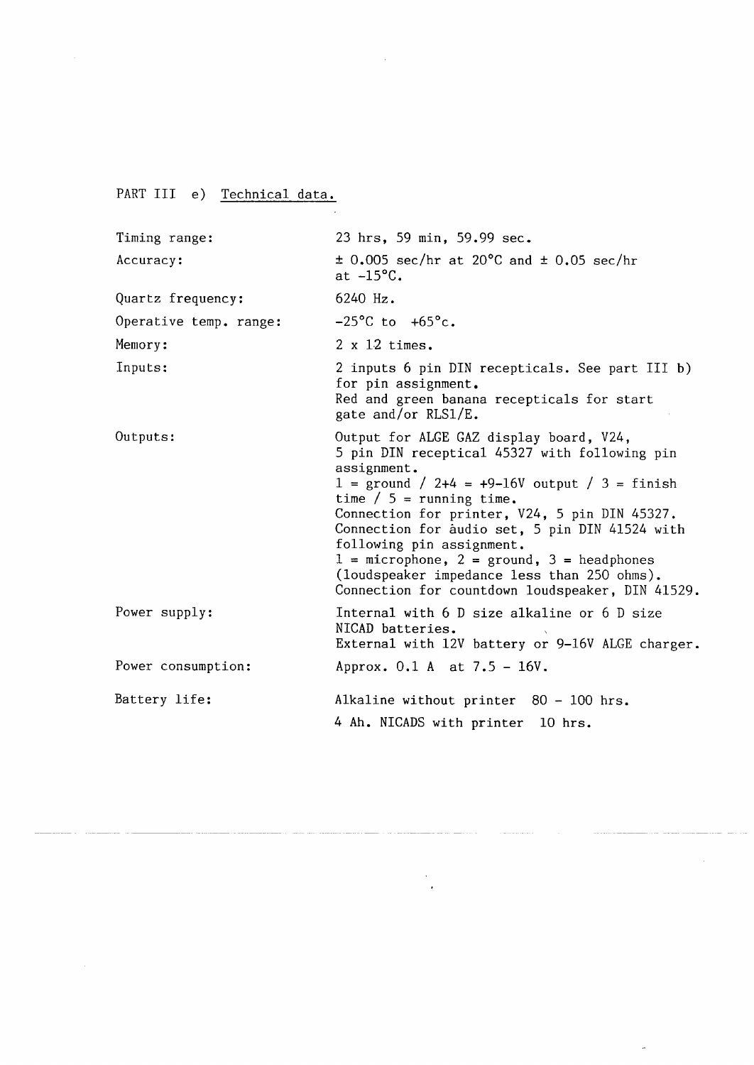## PART III e) Technical data.

| | |
|---|---|
| Timing range: | 23 hrs, 59 min, 59.99 sec. |
| Accuracy: | ± 0.005 sec/hr at 20°C and ± 0.05 sec/hr at -15°C. |
| Quartz frequency: | 6240 Hz. |
| Operative temp. range: | -25°C to +65°c. |
| Memory: | 2 x 12 times. |
| Inputs: | 2 inputs 6 pin DIN recepticals. See part III b) for pin assignment.<br>Red and green banana recepticals for start gate and/or RLS1/E. |
| Outputs: | Output for ALGE GAZ display board, V24, 5 pin DIN receptical 45327 with following pin assignment.<br>1 = ground / 2+4 = +9-16V output / 3 = finish time / 5 = running time.<br>Connection for printer, V24, 5 pin DIN 45327.<br>Connection for àudio set, 5 pin DIN 41524 with following pin assignment.<br>1 = microphone, 2 = ground, 3 = headphones (loudspeaker impedance less than 250 ohms).<br>Connection for countdown loudspeaker, DIN 41529. |
| Power supply: | Internal with 6 D size alkaline or 6 D size NICAD batteries.<br>External with 12V battery or 9-16V ALGE charger. |
| Power consumption: | Approx. 0.1 A at 7.5 - 16V. |
| Battery life: | Alkaline without printer 80 - 100 hrs.<br>4 Ah. NICADS with printer 10 hrs. |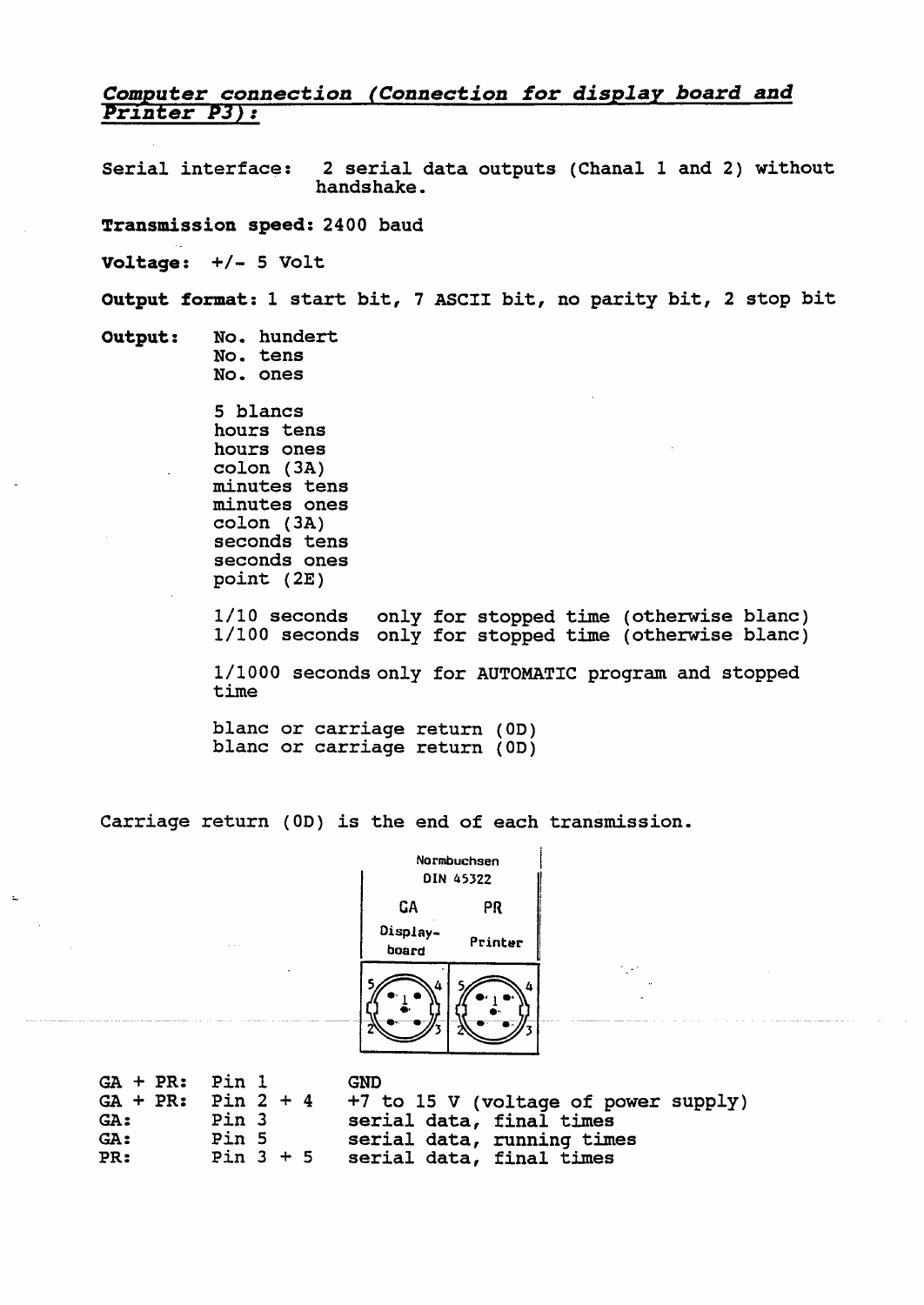## *Computer connection (Connection for display board and Printer P3):*

Serial interface: 2 serial data outputs (Chanal 1 and 2) without handshake.

**Transmission speed:** 2400 baud

**Voltage:** +/- 5 Volt

**Output format:** 1 start bit, 7 ASCII bit, no parity bit, 2 stop bit

**Output:**

No. hundert
No. tens
No. ones

5 blancs
hours tens
hours ones
colon (3A)
minutes tens
minutes ones
colon (3A)
seconds tens
seconds ones
point (2E)

1/10 seconds only for stopped time (otherwise blanc)
1/100 seconds only for stopped time (otherwise blanc)

1/1000 seconds only for AUTOMATIC program and stopped time

blanc or carriage return (0D)
blanc or carriage return (0D)

Carriage return (0D) is the end of each transmission.

Normbuchsen DIN 45322

| GA Display-board | PR Printer |
|---|---|

| | | |
|---|---|---|
| GA + PR: | Pin 1 | GND |
| GA + PR: | Pin 2 + 4 | +7 to 15 V (voltage of power supply) |
| GA: | Pin 3 | serial data, final times |
| GA: | Pin 5 | serial data, running times |
| PR: | Pin 3 + 5 | serial data, final times |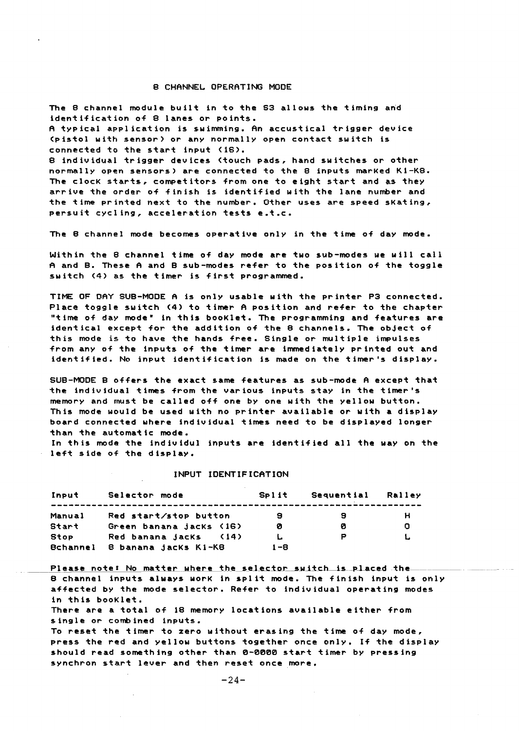## 8 CHANNEL OPERATING MODE

The 8 channel module built in to the S3 allows the timing and identification of 8 lanes or points.
A typical application is swimming. An accustical trigger device (pistol with sensor) or any normally open contact switch is connected to the start input (16).
8 individual trigger devices (touch pads, hand switches or other normally open sensors) are connected to the 8 inputs marked K1-K8.
The clock starts, competitors from one to eight start and as they arrive the order of finish is identified with the lane number and the time printed next to the number. Other uses are speed skating, persuit cycling, acceleration tests e.t.c.

The 8 channel mode becomes operative only in the time of day mode.

Within the 8 channel time of day mode are two sub-modes we will call A and B. These A and B sub-modes refer to the position of the toggle switch (4) as the timer is first programmed.

TIME OF DAY SUB-MODE A is only usable with the printer P3 connected. Place toggle switch (4) to timer A position and refer to the chapter "time of day mode" in this booklet. The programming and features are identical except for the addition of the 8 channels. The object of this mode is to have the hands free. Single or multiple impulses from any of the inputs of the timer are immediately printed out and identified. No input identification is made on the timer's display.

SUB-MODE B offers the exact same features as sub-mode A except that the individual times from the various inputs stay in the timer's memory and must be called off one by one with the yellow button. This mode would be used with no printer available or with a display board connected where individual times need to be displayed longer than the automatic mode.
In this mode the individul inputs are identified all the way on the left side of the display.

### INPUT IDENTIFICATION

| Input | Selector mode | Split | Sequential | Ralley |
|---|---|---|---|---|
| Manual | Red start/stop button | 9 | 9 | H |
| Start | Green banana jacks (16) | 0 | 0 | O |
| Stop | Red banana jacks (14) | L | P | L |
| 8channel | 8 banana jacks K1-K8 | 1-8 | | |

Please note! No matter where the selector switch is placed the 8 channel inputs always work in split mode. The finish input is only affected by the mode selector. Refer to individual operating modes in this booklet.
There are a total of 18 memory locations available either from single or combined inputs.
To reset the timer to zero without erasing the time of day mode, press the red and yellow buttons together once only. If the display should read something other than 0-0000 start timer by pressing synchron start lever and then reset once more.